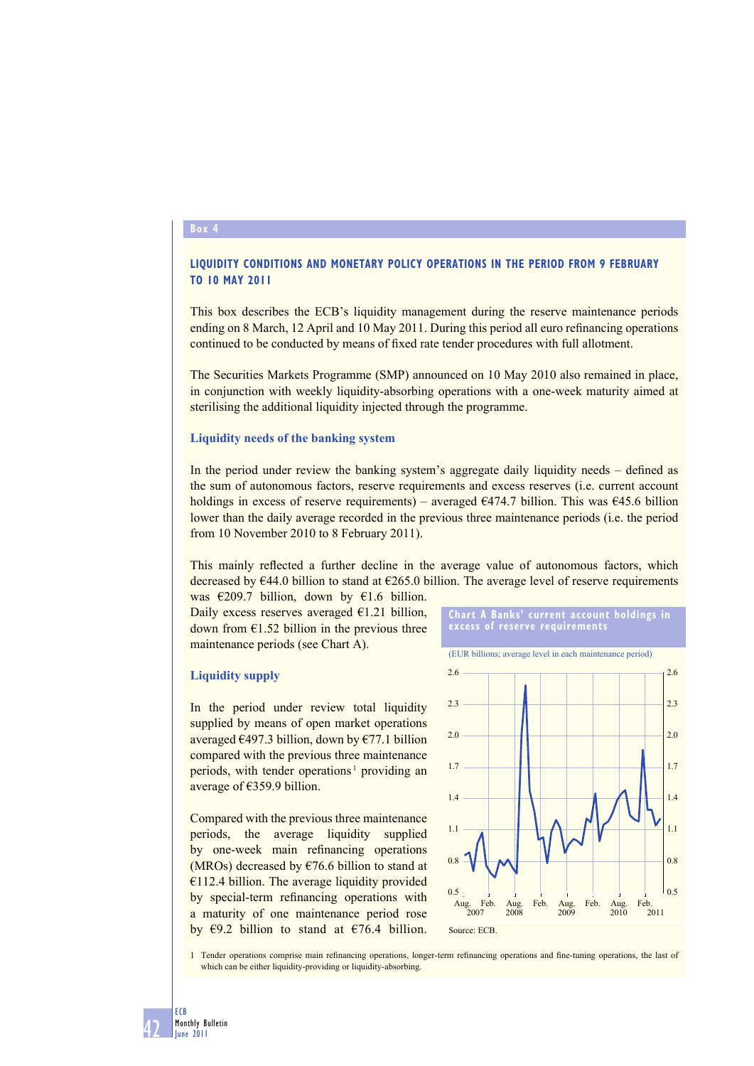## Box 4

### LIQUIDITY CONDITIONS AND MONETARY POLICY OPERATIONS IN THE PERIOD FROM 9 FEBRUARY TO 10 MAY 2011

This box describes the ECB's liquidity management during the reserve maintenance periods ending on 8 March, 12 April and 10 May 2011. During this period all euro refinancing operations continued to be conducted by means of fixed rate tender procedures with full allotment.

The Securities Markets Programme (SMP) announced on 10 May 2010 also remained in place, in conjunction with weekly liquidity-absorbing operations with a one-week maturity aimed at sterilising the additional liquidity injected through the programme.

#### Liquidity needs of the banking system

In the period under review the banking system's aggregate daily liquidity needs – defined as the sum of autonomous factors, reserve requirements and excess reserves (i.e. current account holdings in excess of reserve requirements) – averaged €474.7 billion. This was €45.6 billion lower than the daily average recorded in the previous three maintenance periods (i.e. the period from 10 November 2010 to 8 February 2011).

This mainly reflected a further decline in the average value of autonomous factors, which decreased by €44.0 billion to stand at €265.0 billion. The average level of reserve requirements was €209.7 billion, down by €1.6 billion. Daily excess reserves averaged €1.21 billion, down from €1.52 billion in the previous three maintenance periods (see Chart A).

**Chart A Banks' current account holdings in excess of reserve requirements**

(EUR billions; average level in each maintenance period)

Source: ECB.

#### Liquidity supply

In the period under review total liquidity supplied by means of open market operations averaged €497.3 billion, down by €77.1 billion compared with the previous three maintenance periods, with tender operations[1] providing an average of €359.9 billion.

Compared with the previous three maintenance periods, the average liquidity supplied by one-week main refinancing operations (MROs) decreased by €76.6 billion to stand at €112.4 billion. The average liquidity provided by special-term refinancing operations with a maturity of one maintenance period rose by €9.2 billion to stand at €76.4 billion.

1 Tender operations comprise main refinancing operations, longer-term refinancing operations and fine-tuning operations, the last of which can be either liquidity-providing or liquidity-absorbing.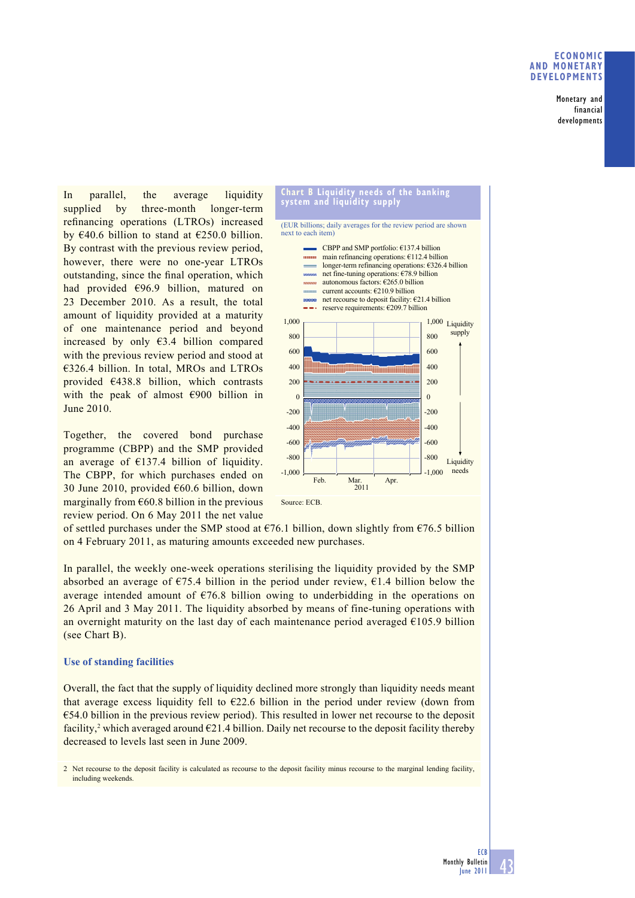In parallel, the average liquidity supplied by three-month longer-term refinancing operations (LTROs) increased by €40.6 billion to stand at €250.0 billion. By contrast with the previous review period, however, there were no one-year LTROs outstanding, since the final operation, which had provided €96.9 billion, matured on 23 December 2010. As a result, the total amount of liquidity provided at a maturity of one maintenance period and beyond increased by only €3.4 billion compared with the previous review period and stood at €326.4 billion. In total, MROs and LTROs provided €438.8 billion, which contrasts with the peak of almost €900 billion in June 2010.

Together, the covered bond purchase programme (CBPP) and the SMP provided an average of €137.4 billion of liquidity. The CBPP, for which purchases ended on 30 June 2010, provided €60.6 billion, down marginally from €60.8 billion in the previous review period. On 6 May 2011 the net value of settled purchases under the SMP stood at €76.1 billion, down slightly from €76.5 billion on 4 February 2011, as maturing amounts exceeded new purchases.

**Chart B Liquidity needs of the banking system and liquidity supply**

(EUR billions; daily averages for the review period are shown next to each item)

- CBPP and SMP portfolio: €137.4 billion
- main refinancing operations: €112.4 billion
- longer-term refinancing operations: €326.4 billion
- net fine-tuning operations: €78.9 billion
- autonomous factors: €265.0 billion
- current accounts: €210.9 billion
- net recourse to deposit facility: €21.4 billion
- reserve requirements: €209.7 billion

Source: ECB.

In parallel, the weekly one-week operations sterilising the liquidity provided by the SMP absorbed an average of €75.4 billion in the period under review, €1.4 billion below the average intended amount of €76.8 billion owing to underbidding in the operations on 26 April and 3 May 2011. The liquidity absorbed by means of fine-tuning operations with an overnight maturity on the last day of each maintenance period averaged €105.9 billion (see Chart B).

### Use of standing facilities

Overall, the fact that the supply of liquidity declined more strongly than liquidity needs meant that average excess liquidity fell to €22.6 billion in the period under review (down from €54.0 billion in the previous review period). This resulted in lower net recourse to the deposit facility,[2] which averaged around €21.4 billion. Daily net recourse to the deposit facility thereby decreased to levels last seen in June 2009.

2 Net recourse to the deposit facility is calculated as recourse to the deposit facility minus recourse to the marginal lending facility, including weekends.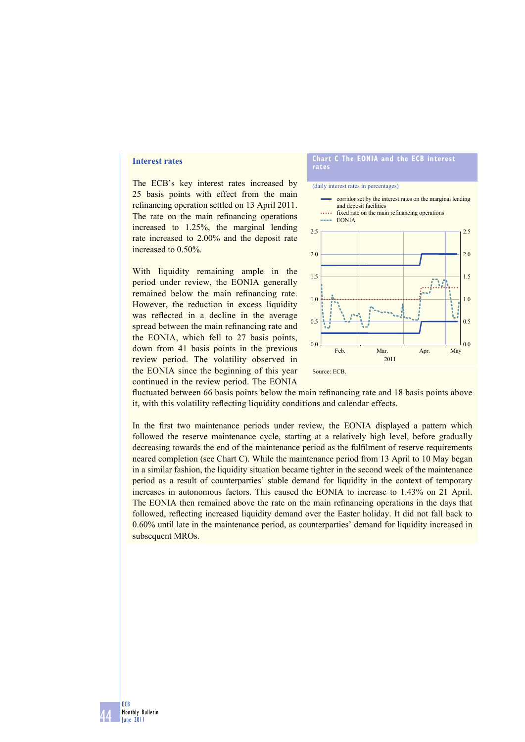### Interest rates

The ECB's key interest rates increased by 25 basis points with effect from the main refinancing operation settled on 13 April 2011. The rate on the main refinancing operations increased to 1.25%, the marginal lending rate increased to 2.00% and the deposit rate increased to 0.50%.

With liquidity remaining ample in the period under review, the EONIA generally remained below the main refinancing rate. However, the reduction in excess liquidity was reflected in a decline in the average spread between the main refinancing rate and the EONIA, which fell to 27 basis points, down from 41 basis points in the previous review period. The volatility observed in the EONIA since the beginning of this year continued in the review period. The EONIA fluctuated between 66 basis points below the main refinancing rate and 18 basis points above it, with this volatility reflecting liquidity conditions and calendar effects.

**Chart C The EONIA and the ECB interest rates**

(daily interest rates in percentages)

corridor set by the interest rates on the marginal lending and deposit facilities
fixed rate on the main refinancing operations
EONIA

2.5
2.0
1.5
1.0
0.5
0.0

Feb.
Mar.
Apr.
May
2011

Source: ECB.

In the first two maintenance periods under review, the EONIA displayed a pattern which followed the reserve maintenance cycle, starting at a relatively high level, before gradually decreasing towards the end of the maintenance period as the fulfilment of reserve requirements neared completion (see Chart C). While the maintenance period from 13 April to 10 May began in a similar fashion, the liquidity situation became tighter in the second week of the maintenance period as a result of counterparties' stable demand for liquidity in the context of temporary increases in autonomous factors. This caused the EONIA to increase to 1.43% on 21 April. The EONIA then remained above the rate on the main refinancing operations in the days that followed, reflecting increased liquidity demand over the Easter holiday. It did not fall back to 0.60% until late in the maintenance period, as counterparties' demand for liquidity increased in subsequent MROs.